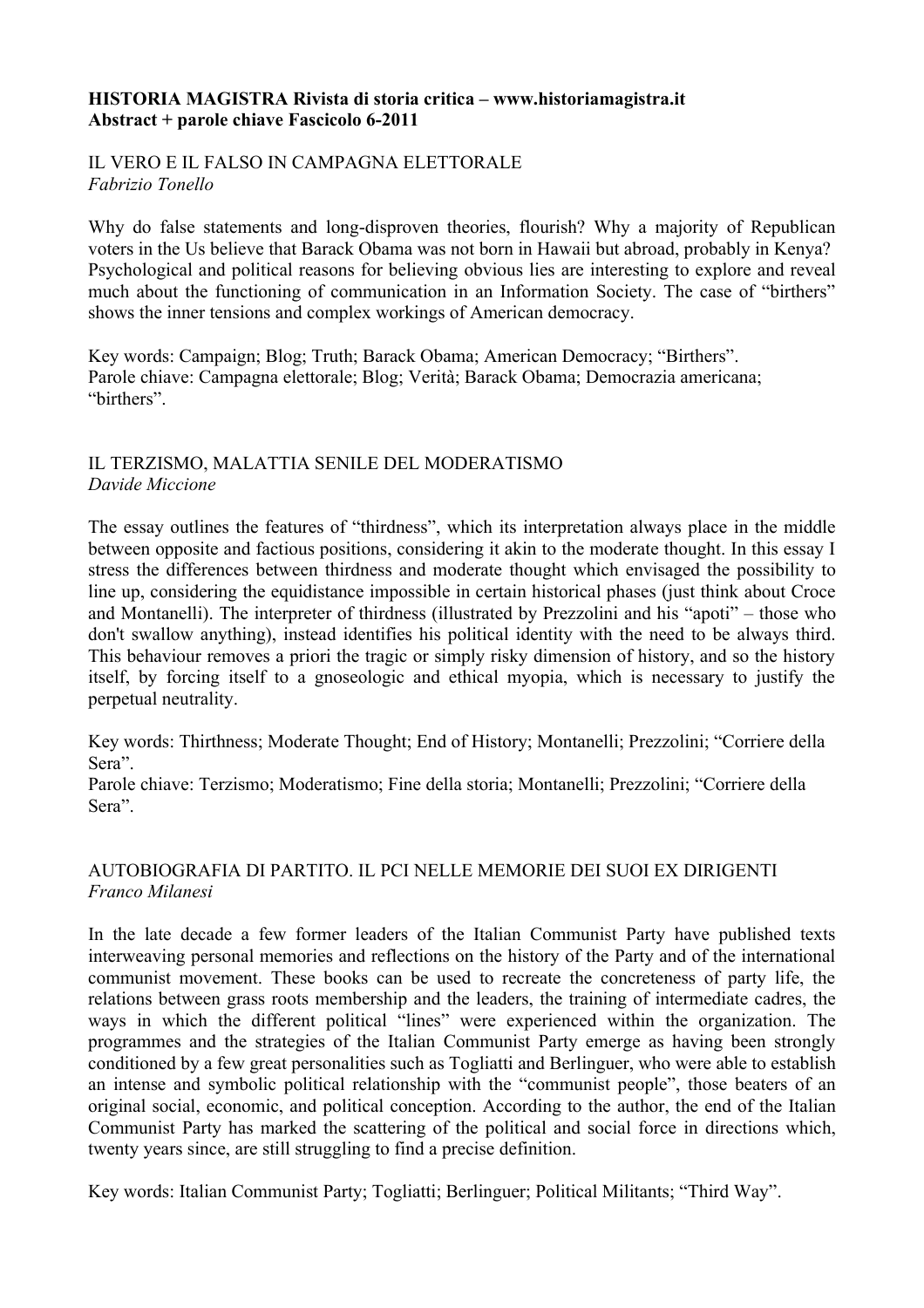**HISTORIA MAGISTRA Rivista di storia critica – www.historiamagistra.it**
**Abstract + parole chiave Fascicolo 6-2011**

## IL VERO E IL FALSO IN CAMPAGNA ELETTORALE

*Fabrizio Tonello*

Why do false statements and long-disproven theories, flourish? Why a majority of Republican voters in the Us believe that Barack Obama was not born in Hawaii but abroad, probably in Kenya? Psychological and political reasons for believing obvious lies are interesting to explore and reveal much about the functioning of communication in an Information Society. The case of "birthers" shows the inner tensions and complex workings of American democracy.

Key words: Campaign; Blog; Truth; Barack Obama; American Democracy; "Birthers".
Parole chiave: Campagna elettorale; Blog; Verità; Barack Obama; Democrazia americana; "birthers".

## IL TERZISMO, MALATTIA SENILE DEL MODERATISMO

*Davide Miccione*

The essay outlines the features of "thirdness", which its interpretation always place in the middle between opposite and factious positions, considering it akin to the moderate thought. In this essay I stress the differences between thirdness and moderate thought which envisaged the possibility to line up, considering the equidistance impossible in certain historical phases (just think about Croce and Montanelli). The interpreter of thirdness (illustrated by Prezzolini and his "apoti" – those who don't swallow anything), instead identifies his political identity with the need to be always third. This behaviour removes a priori the tragic or simply risky dimension of history, and so the history itself, by forcing itself to a gnoseologic and ethical myopia, which is necessary to justify the perpetual neutrality.

Key words: Thirthness; Moderate Thought; End of History; Montanelli; Prezzolini; "Corriere della Sera".
Parole chiave: Terzismo; Moderatismo; Fine della storia; Montanelli; Prezzolini; "Corriere della Sera".

## AUTOBIOGRAFIA DI PARTITO. IL PCI NELLE MEMORIE DEI SUOI EX DIRIGENTI

*Franco Milanesi*

In the late decade a few former leaders of the Italian Communist Party have published texts interweaving personal memories and reflections on the history of the Party and of the international communist movement. These books can be used to recreate the concreteness of party life, the relations between grass roots membership and the leaders, the training of intermediate cadres, the ways in which the different political "lines" were experienced within the organization. The programmes and the strategies of the Italian Communist Party emerge as having been strongly conditioned by a few great personalities such as Togliatti and Berlinguer, who were able to establish an intense and symbolic political relationship with the "communist people", those beaters of an original social, economic, and political conception. According to the author, the end of the Italian Communist Party has marked the scattering of the political and social force in directions which, twenty years since, are still struggling to find a precise definition.

Key words: Italian Communist Party; Togliatti; Berlinguer; Political Militants; "Third Way".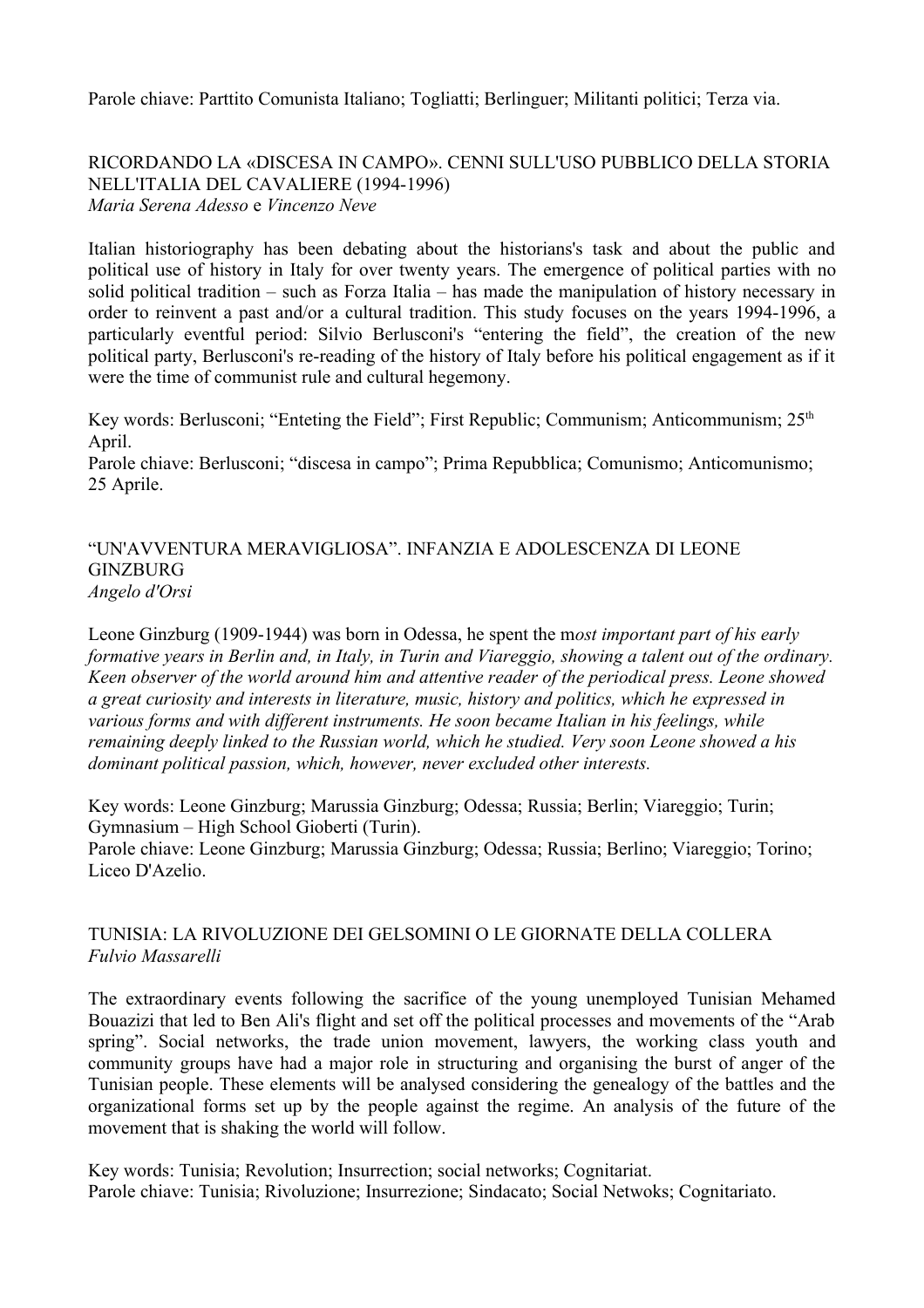Parole chiave: Parttito Comunista Italiano; Togliatti; Berlinguer; Militanti politici; Terza via.

## RICORDANDO LA «DISCESA IN CAMPO». CENNI SULL'USO PUBBLICO DELLA STORIA NELL'ITALIA DEL CAVALIERE (1994-1996)

*Maria Serena Adesso* e *Vincenzo Neve*

Italian historiography has been debating about the historians's task and about the public and political use of history in Italy for over twenty years. The emergence of political parties with no solid political tradition – such as Forza Italia – has made the manipulation of history necessary in order to reinvent a past and/or a cultural tradition. This study focuses on the years 1994-1996, a particularly eventful period: Silvio Berlusconi's "entering the field", the creation of the new political party, Berlusconi's re-reading of the history of Italy before his political engagement as if it were the time of communist rule and cultural hegemony.

Key words: Berlusconi; "Enteting the Field"; First Republic; Communism; Anticommunism; 25th April.
Parole chiave: Berlusconi; "discesa in campo"; Prima Repubblica; Comunismo; Anticomunismo; 25 Aprile.

## "UN'AVVENTURA MERAVIGLIOSA". INFANZIA E ADOLESCENZA DI LEONE GINZBURG

*Angelo d'Orsi*

Leone Ginzburg (1909-1944) was born in Odessa, he spent the m*ost important part of his early formative years in Berlin and, in Italy, in Turin and Viareggio, showing a talent out of the ordinary. Keen observer of the world around him and attentive reader of the periodical press. Leone showed a great curiosity and interests in literature, music, history and politics, which he expressed in various forms and with different instruments. He soon became Italian in his feelings, while remaining deeply linked to the Russian world, which he studied. Very soon Leone showed a his dominant political passion, which, however, never excluded other interests.*

Key words: Leone Ginzburg; Marussia Ginzburg; Odessa; Russia; Berlin; Viareggio; Turin; Gymnasium – High School Gioberti (Turin).
Parole chiave: Leone Ginzburg; Marussia Ginzburg; Odessa; Russia; Berlino; Viareggio; Torino; Liceo D'Azelio.

## TUNISIA: LA RIVOLUZIONE DEI GELSOMINI O LE GIORNATE DELLA COLLERA

*Fulvio Massarelli*

The extraordinary events following the sacrifice of the young unemployed Tunisian Mehamed Bouazizi that led to Ben Ali's flight and set off the political processes and movements of the "Arab spring". Social networks, the trade union movement, lawyers, the working class youth and community groups have had a major role in structuring and organising the burst of anger of the Tunisian people. These elements will be analysed considering the genealogy of the battles and the organizational forms set up by the people against the regime. An analysis of the future of the movement that is shaking the world will follow.

Key words: Tunisia; Revolution; Insurrection; social networks; Cognitariat.
Parole chiave: Tunisia; Rivoluzione; Insurrezione; Sindacato; Social Netwoks; Cognitariato.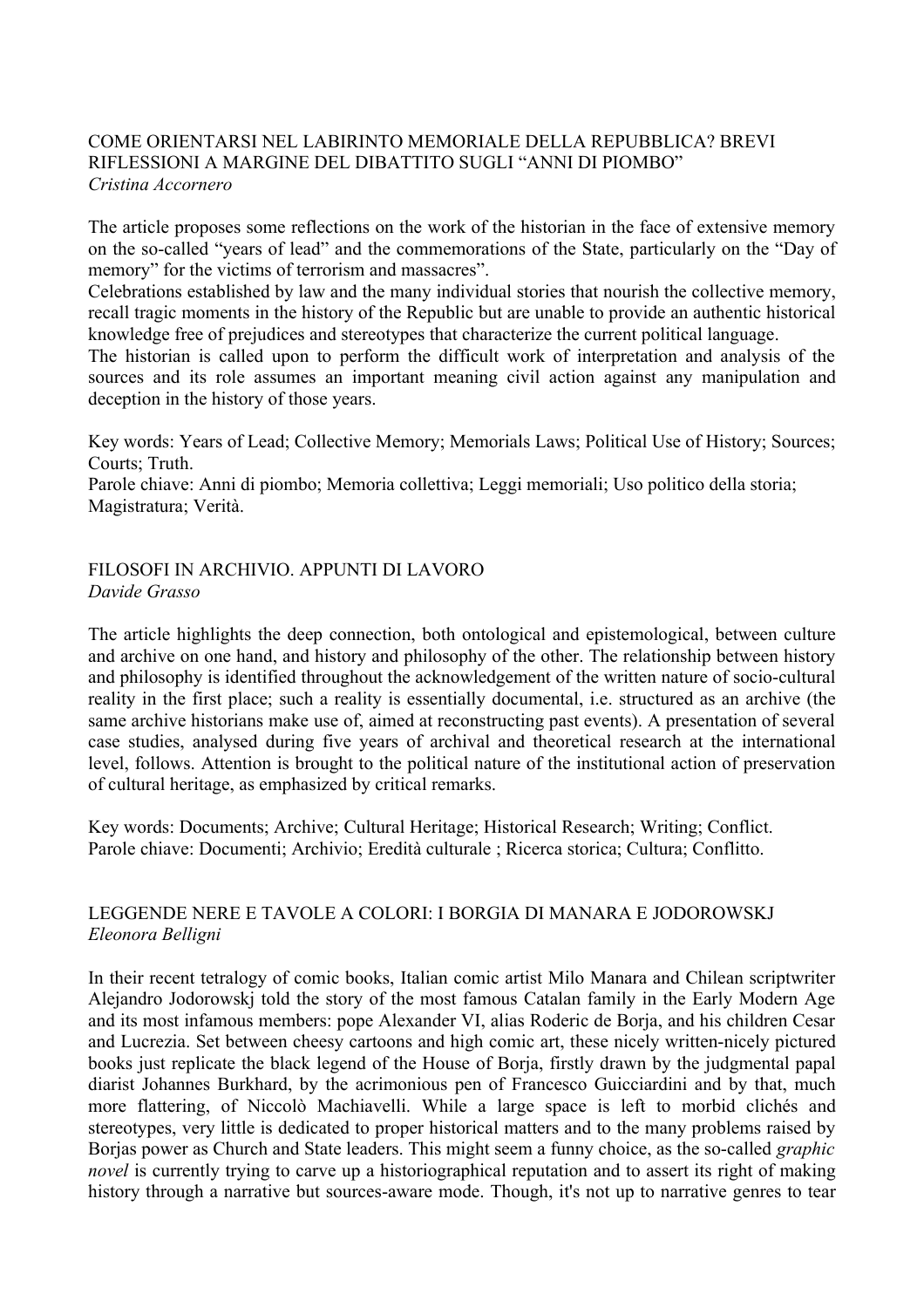## COME ORIENTARSI NEL LABIRINTO MEMORIALE DELLA REPUBBLICA? BREVI RIFLESSIONI A MARGINE DEL DIBATTITO SUGLI "ANNI DI PIOMBO"

*Cristina Accornero*

The article proposes some reflections on the work of the historian in the face of extensive memory on the so-called "years of lead" and the commemorations of the State, particularly on the "Day of memory" for the victims of terrorism and massacres".

Celebrations established by law and the many individual stories that nourish the collective memory, recall tragic moments in the history of the Republic but are unable to provide an authentic historical knowledge free of prejudices and stereotypes that characterize the current political language.

The historian is called upon to perform the difficult work of interpretation and analysis of the sources and its role assumes an important meaning civil action against any manipulation and deception in the history of those years.

Key words: Years of Lead; Collective Memory; Memorials Laws; Political Use of History; Sources; Courts; Truth.

Parole chiave: Anni di piombo; Memoria collettiva; Leggi memoriali; Uso politico della storia; Magistratura; Verità.

## FILOSOFI IN ARCHIVIO. APPUNTI DI LAVORO

*Davide Grasso*

The article highlights the deep connection, both ontological and epistemological, between culture and archive on one hand, and history and philosophy of the other. The relationship between history and philosophy is identified throughout the acknowledgement of the written nature of socio-cultural reality in the first place; such a reality is essentially documental, i.e. structured as an archive (the same archive historians make use of, aimed at reconstructing past events). A presentation of several case studies, analysed during five years of archival and theoretical research at the international level, follows. Attention is brought to the political nature of the institutional action of preservation of cultural heritage, as emphasized by critical remarks.

Key words: Documents; Archive; Cultural Heritage; Historical Research; Writing; Conflict.

Parole chiave: Documenti; Archivio; Eredità culturale ; Ricerca storica; Cultura; Conflitto.

## LEGGENDE NERE E TAVOLE A COLORI: I BORGIA DI MANARA E JODOROWSKJ

*Eleonora Belligni*

In their recent tetralogy of comic books, Italian comic artist Milo Manara and Chilean scriptwriter Alejandro Jodorowskj told the story of the most famous Catalan family in the Early Modern Age and its most infamous members: pope Alexander VI, alias Roderic de Borja, and his children Cesar and Lucrezia. Set between cheesy cartoons and high comic art, these nicely written-nicely pictured books just replicate the black legend of the House of Borja, firstly drawn by the judgmental papal diarist Johannes Burkhard, by the acrimonious pen of Francesco Guicciardini and by that, much more flattering, of Niccolò Machiavelli. While a large space is left to morbid clichés and stereotypes, very little is dedicated to proper historical matters and to the many problems raised by Borjas power as Church and State leaders. This might seem a funny choice, as the so-called *graphic novel* is currently trying to carve up a historiographical reputation and to assert its right of making history through a narrative but sources-aware mode. Though, it's not up to narrative genres to tear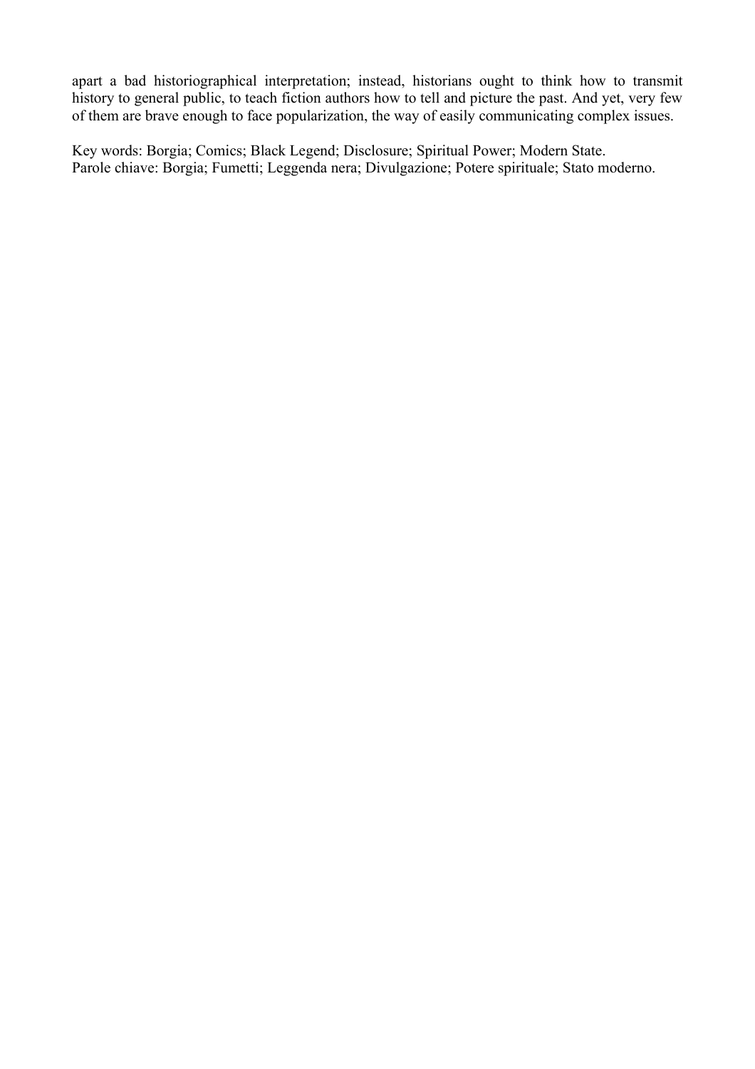apart a bad historiographical interpretation; instead, historians ought to think how to transmit history to general public, to teach fiction authors how to tell and picture the past. And yet, very few of them are brave enough to face popularization, the way of easily communicating complex issues.

Key words: Borgia; Comics; Black Legend; Disclosure; Spiritual Power; Modern State.
Parole chiave: Borgia; Fumetti; Leggenda nera; Divulgazione; Potere spirituale; Stato moderno.